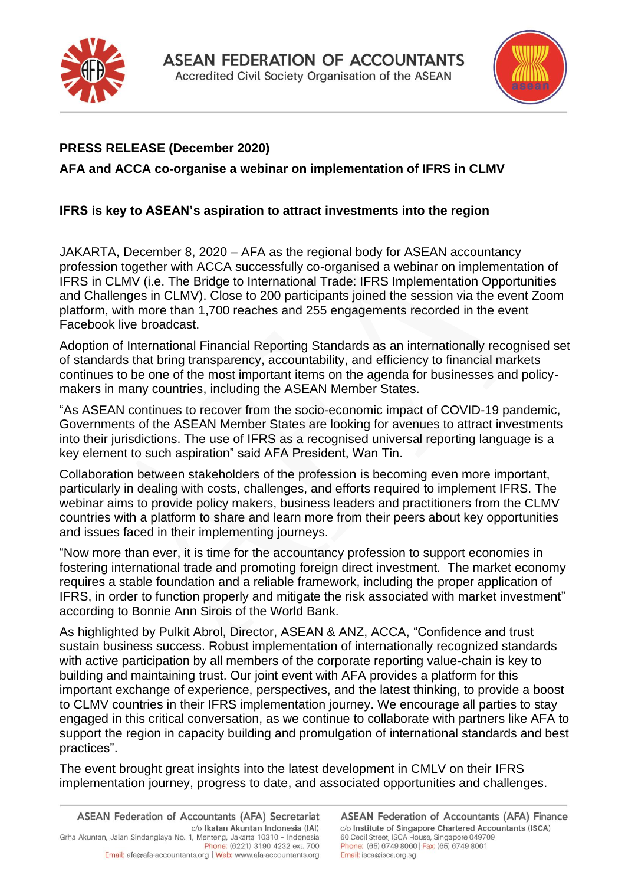# ASEAN FEDERATION OF ACCOUNTANTS

Accredited Civil Society Organisation of the ASEAN

**PRESS RELEASE (December 2020)**

**AFA and ACCA co-organise a webinar on implementation of IFRS in CLMV**

**IFRS is key to ASEAN's aspiration to attract investments into the region**

JAKARTA, December 8, 2020 – AFA as the regional body for ASEAN accountancy profession together with ACCA successfully co-organised a webinar on implementation of IFRS in CLMV (i.e. The Bridge to International Trade: IFRS Implementation Opportunities and Challenges in CLMV). Close to 200 participants joined the session via the event Zoom platform, with more than 1,700 reaches and 255 engagements recorded in the event Facebook live broadcast.

Adoption of International Financial Reporting Standards as an internationally recognised set of standards that bring transparency, accountability, and efficiency to financial markets continues to be one of the most important items on the agenda for businesses and policy-makers in many countries, including the ASEAN Member States.

"As ASEAN continues to recover from the socio-economic impact of COVID-19 pandemic, Governments of the ASEAN Member States are looking for avenues to attract investments into their jurisdictions. The use of IFRS as a recognised universal reporting language is a key element to such aspiration" said AFA President, Wan Tin.

Collaboration between stakeholders of the profession is becoming even more important, particularly in dealing with costs, challenges, and efforts required to implement IFRS. The webinar aims to provide policy makers, business leaders and practitioners from the CLMV countries with a platform to share and learn more from their peers about key opportunities and issues faced in their implementing journeys.

"Now more than ever, it is time for the accountancy profession to support economies in fostering international trade and promoting foreign direct investment. The market economy requires a stable foundation and a reliable framework, including the proper application of IFRS, in order to function properly and mitigate the risk associated with market investment" according to Bonnie Ann Sirois of the World Bank.

As highlighted by Pulkit Abrol, Director, ASEAN & ANZ, ACCA, "Confidence and trust sustain business success. Robust implementation of internationally recognized standards with active participation by all members of the corporate reporting value-chain is key to building and maintaining trust. Our joint event with AFA provides a platform for this important exchange of experience, perspectives, and the latest thinking, to provide a boost to CLMV countries in their IFRS implementation journey. We encourage all parties to stay engaged in this critical conversation, as we continue to collaborate with partners like AFA to support the region in capacity building and promulgation of international standards and best practices".

The event brought great insights into the latest development in CMLV on their IFRS implementation journey, progress to date, and associated opportunities and challenges.

ASEAN Federation of Accountants (AFA) Secretariat
c/o **Ikatan Akuntan Indonesia (IAI)**
Grha Akuntan, Jalan Sindanglaya No. 1, Menteng, Jakarta 10310 – Indonesia
Phone: (6221) 3190 4232 ext. 700
Email: afa@afa-accountants.org | Web: www.afa-accountants.org

ASEAN Federation of Accountants (AFA) Finance
c/o **Institute of Singapore Chartered Accountants (ISCA)**
60 Cecil Street, ISCA House, Singapore 049709
Phone: (65) 6749 8060 | Fax: (65) 6749 8061
Email: isca@isca.org.sg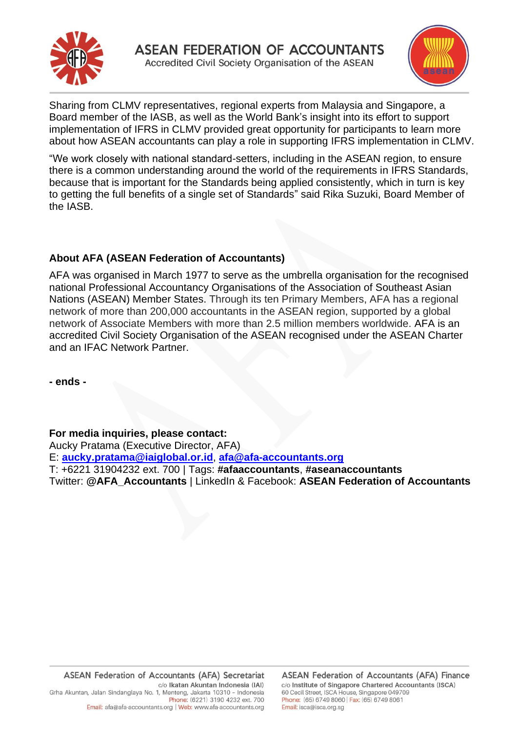Sharing from CLMV representatives, regional experts from Malaysia and Singapore, a Board member of the IASB, as well as the World Bank's insight into its effort to support implementation of IFRS in CLMV provided great opportunity for participants to learn more about how ASEAN accountants can play a role in supporting IFRS implementation in CLMV.

"We work closely with national standard-setters, including in the ASEAN region, to ensure there is a common understanding around the world of the requirements in IFRS Standards, because that is important for the Standards being applied consistently, which in turn is key to getting the full benefits of a single set of Standards" said Rika Suzuki, Board Member of the IASB.

**About AFA (ASEAN Federation of Accountants)**

AFA was organised in March 1977 to serve as the umbrella organisation for the recognised national Professional Accountancy Organisations of the Association of Southeast Asian Nations (ASEAN) Member States. Through its ten Primary Members, AFA has a regional network of more than 200,000 accountants in the ASEAN region, supported by a global network of Associate Members with more than 2.5 million members worldwide. AFA is an accredited Civil Society Organisation of the ASEAN recognised under the ASEAN Charter and an IFAC Network Partner.

**- ends -**

**For media inquiries, please contact:**
Aucky Pratama (Executive Director, AFA)
E: **aucky.pratama@iaiglobal.or.id**, **afa@afa-accountants.org**
T: +6221 31904232 ext. 700 | Tags: **#afaaccountants**, **#aseanaccountants**
Twitter: **@AFA_Accountants** | LinkedIn & Facebook: **ASEAN Federation of Accountants**